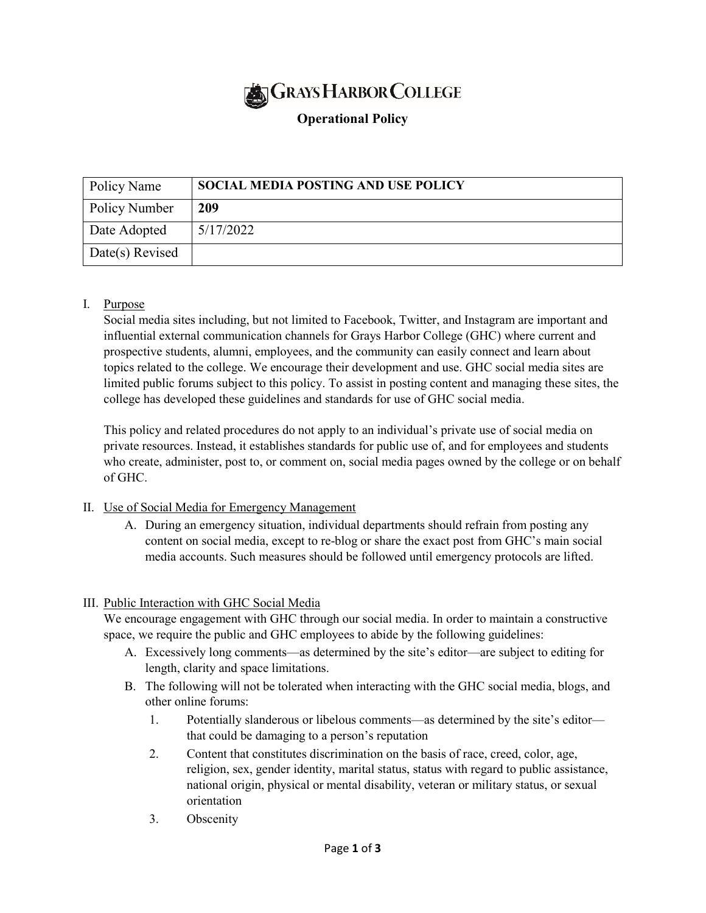# Grays Harbor College

## Operational Policy

| Policy Name | **SOCIAL MEDIA POSTING AND USE POLICY** |
|---|---|
| Policy Number | **209** |
| Date Adopted | 5/17/2022 |
| Date(s) Revised | |

I. Purpose

Social media sites including, but not limited to Facebook, Twitter, and Instagram are important and influential external communication channels for Grays Harbor College (GHC) where current and prospective students, alumni, employees, and the community can easily connect and learn about topics related to the college. We encourage their development and use. GHC social media sites are limited public forums subject to this policy. To assist in posting content and managing these sites, the college has developed these guidelines and standards for use of GHC social media.

This policy and related procedures do not apply to an individual's private use of social media on private resources. Instead, it establishes standards for public use of, and for employees and students who create, administer, post to, or comment on, social media pages owned by the college or on behalf of GHC.

II. Use of Social Media for Emergency Management

A. During an emergency situation, individual departments should refrain from posting any content on social media, except to re-blog or share the exact post from GHC's main social media accounts. Such measures should be followed until emergency protocols are lifted.

III. Public Interaction with GHC Social Media

We encourage engagement with GHC through our social media. In order to maintain a constructive space, we require the public and GHC employees to abide by the following guidelines:

A. Excessively long comments—as determined by the site's editor—are subject to editing for length, clarity and space limitations.

B. The following will not be tolerated when interacting with the GHC social media, blogs, and other online forums:

1. Potentially slanderous or libelous comments—as determined by the site's editor—that could be damaging to a person's reputation
2. Content that constitutes discrimination on the basis of race, creed, color, age, religion, sex, gender identity, marital status, status with regard to public assistance, national origin, physical or mental disability, veteran or military status, or sexual orientation
3. Obscenity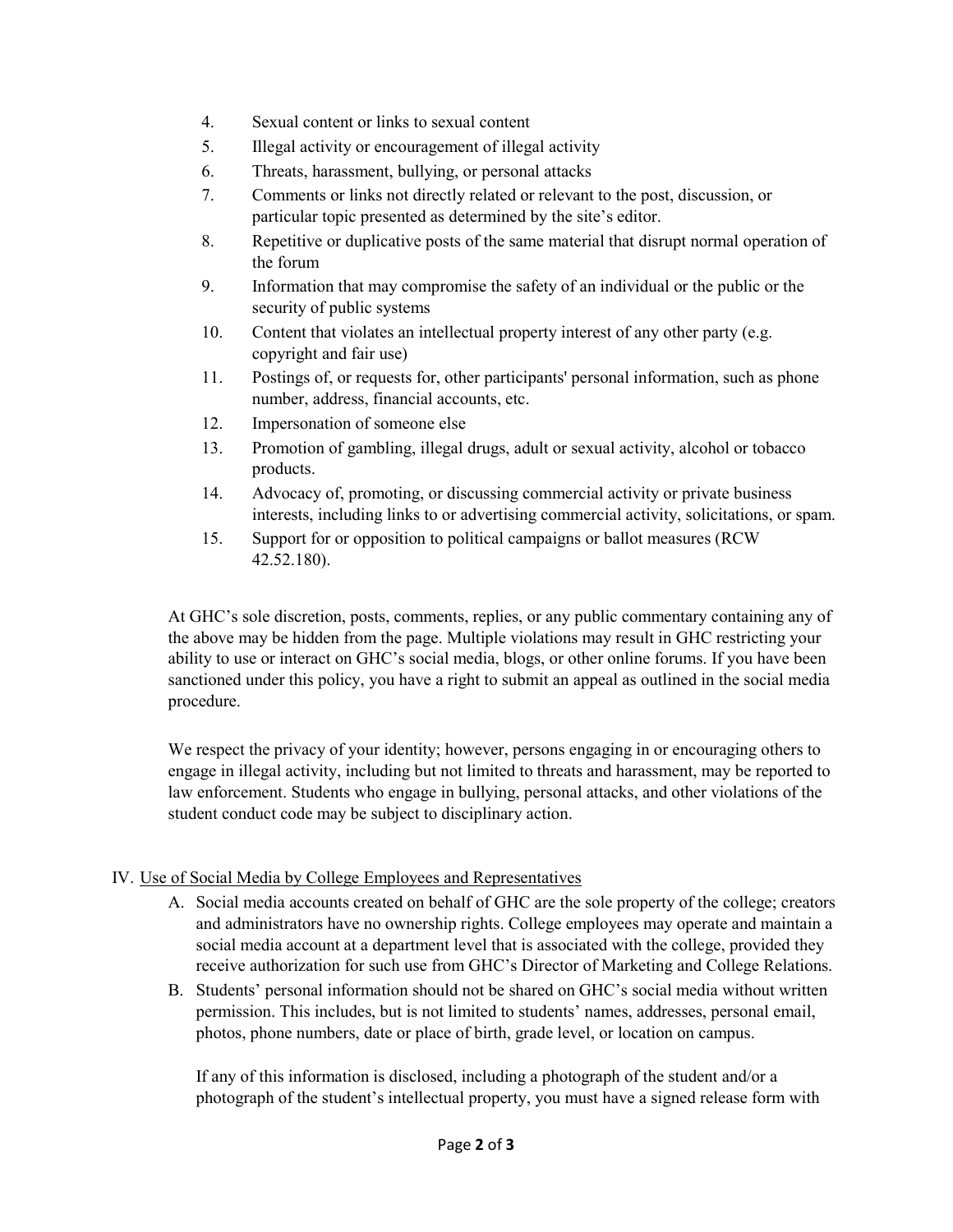4. Sexual content or links to sexual content
5. Illegal activity or encouragement of illegal activity
6. Threats, harassment, bullying, or personal attacks
7. Comments or links not directly related or relevant to the post, discussion, or particular topic presented as determined by the site's editor.
8. Repetitive or duplicative posts of the same material that disrupt normal operation of the forum
9. Information that may compromise the safety of an individual or the public or the security of public systems
10. Content that violates an intellectual property interest of any other party (e.g. copyright and fair use)
11. Postings of, or requests for, other participants' personal information, such as phone number, address, financial accounts, etc.
12. Impersonation of someone else
13. Promotion of gambling, illegal drugs, adult or sexual activity, alcohol or tobacco products.
14. Advocacy of, promoting, or discussing commercial activity or private business interests, including links to or advertising commercial activity, solicitations, or spam.
15. Support for or opposition to political campaigns or ballot measures (RCW 42.52.180).

At GHC's sole discretion, posts, comments, replies, or any public commentary containing any of the above may be hidden from the page. Multiple violations may result in GHC restricting your ability to use or interact on GHC's social media, blogs, or other online forums. If you have been sanctioned under this policy, you have a right to submit an appeal as outlined in the social media procedure.

We respect the privacy of your identity; however, persons engaging in or encouraging others to engage in illegal activity, including but not limited to threats and harassment, may be reported to law enforcement. Students who engage in bullying, personal attacks, and other violations of the student conduct code may be subject to disciplinary action.

## IV. Use of Social Media by College Employees and Representatives

A. Social media accounts created on behalf of GHC are the sole property of the college; creators and administrators have no ownership rights. College employees may operate and maintain a social media account at a department level that is associated with the college, provided they receive authorization for such use from GHC's Director of Marketing and College Relations.

B. Students' personal information should not be shared on GHC's social media without written permission. This includes, but is not limited to students' names, addresses, personal email, photos, phone numbers, date or place of birth, grade level, or location on campus.

If any of this information is disclosed, including a photograph of the student and/or a photograph of the student's intellectual property, you must have a signed release form with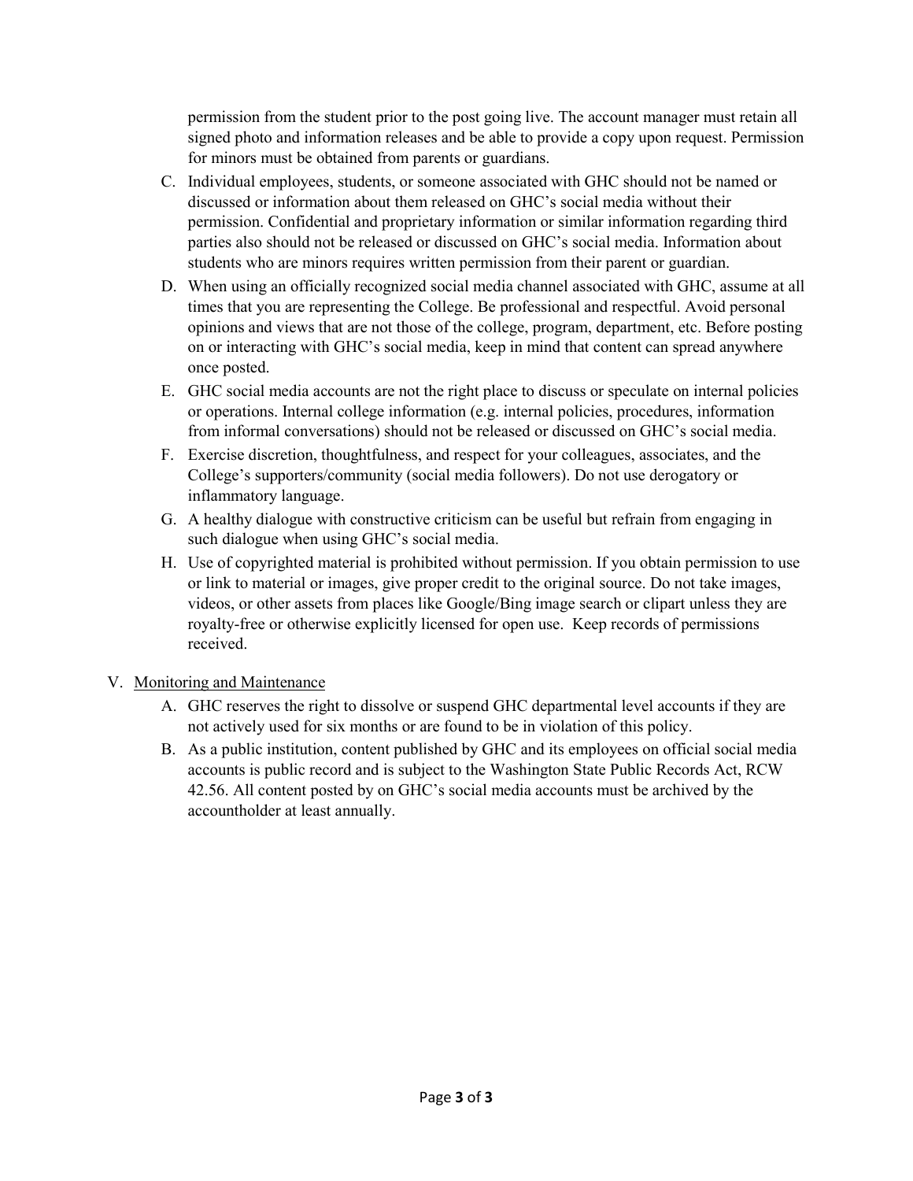permission from the student prior to the post going live. The account manager must retain all signed photo and information releases and be able to provide a copy upon request. Permission for minors must be obtained from parents or guardians.

C. Individual employees, students, or someone associated with GHC should not be named or discussed or information about them released on GHC's social media without their permission. Confidential and proprietary information or similar information regarding third parties also should not be released or discussed on GHC's social media. Information about students who are minors requires written permission from their parent or guardian.

D. When using an officially recognized social media channel associated with GHC, assume at all times that you are representing the College. Be professional and respectful. Avoid personal opinions and views that are not those of the college, program, department, etc. Before posting on or interacting with GHC's social media, keep in mind that content can spread anywhere once posted.

E. GHC social media accounts are not the right place to discuss or speculate on internal policies or operations. Internal college information (e.g. internal policies, procedures, information from informal conversations) should not be released or discussed on GHC's social media.

F. Exercise discretion, thoughtfulness, and respect for your colleagues, associates, and the College's supporters/community (social media followers). Do not use derogatory or inflammatory language.

G. A healthy dialogue with constructive criticism can be useful but refrain from engaging in such dialogue when using GHC's social media.

H. Use of copyrighted material is prohibited without permission. If you obtain permission to use or link to material or images, give proper credit to the original source. Do not take images, videos, or other assets from places like Google/Bing image search or clipart unless they are royalty-free or otherwise explicitly licensed for open use. Keep records of permissions received.

V. <u>Monitoring and Maintenance</u>

A. GHC reserves the right to dissolve or suspend GHC departmental level accounts if they are not actively used for six months or are found to be in violation of this policy.

B. As a public institution, content published by GHC and its employees on official social media accounts is public record and is subject to the Washington State Public Records Act, RCW 42.56. All content posted by on GHC's social media accounts must be archived by the accountholder at least annually.